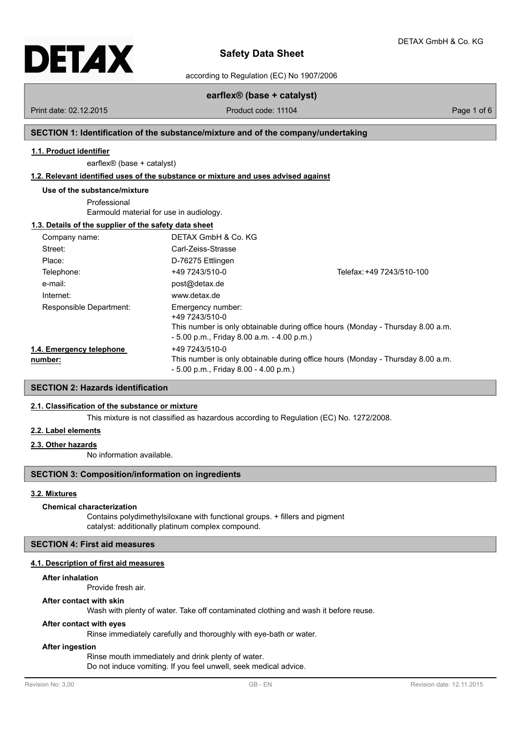# Safety Data Sheet

according to Regulation (EC) No 1907/2006

**earflex® (base + catalyst)**

Print date: 02.12.2015 Product code: 11104

## SECTION 1: Identification of the substance/mixture and of the company/undertaking

### 1.1. Product identifier

earflex® (base + catalyst)

### 1.2. Relevant identified uses of the substance or mixture and uses advised against

**Use of the substance/mixture**

Professional
Earmould material for use in audiology.

### 1.3. Details of the supplier of the safety data sheet

| | | |
|---|---|---|
| Company name: | DETAX GmbH & Co. KG | |
| Street: | Carl-Zeiss-Strasse | |
| Place: | D-76275 Ettlingen | |
| Telephone: | +49 7243/510-0 | Telefax: +49 7243/510-100 |
| e-mail: | post@detax.de | |
| Internet: | www.detax.de | |
| Responsible Department: | Emergency number: +49 7243/510-0 This number is only obtainable during office hours (Monday - Thursday 8.00 a.m. - 5.00 p.m., Friday 8.00 a.m. - 4.00 p.m.) | |

**1.4. Emergency telephone number:** +49 7243/510-0
This number is only obtainable during office hours (Monday - Thursday 8.00 a.m. - 5.00 p.m., Friday 8.00 - 4.00 p.m.)

## SECTION 2: Hazards identification

### 2.1. Classification of the substance or mixture

This mixture is not classified as hazardous according to Regulation (EC) No. 1272/2008.

### 2.2. Label elements

### 2.3. Other hazards

No information available.

## SECTION 3: Composition/information on ingredients

### 3.2. Mixtures

**Chemical characterization**

Contains polydimethylsiloxane with functional groups. + fillers and pigment
catalyst: additionally platinum complex compound.

## SECTION 4: First aid measures

### 4.1. Description of first aid measures

**After inhalation**

Provide fresh air.

**After contact with skin**

Wash with plenty of water. Take off contaminated clothing and wash it before reuse.

**After contact with eyes**

Rinse immediately carefully and thoroughly with eye-bath or water.

**After ingestion**

Rinse mouth immediately and drink plenty of water.
Do not induce vomiting. If you feel unwell, seek medical advice.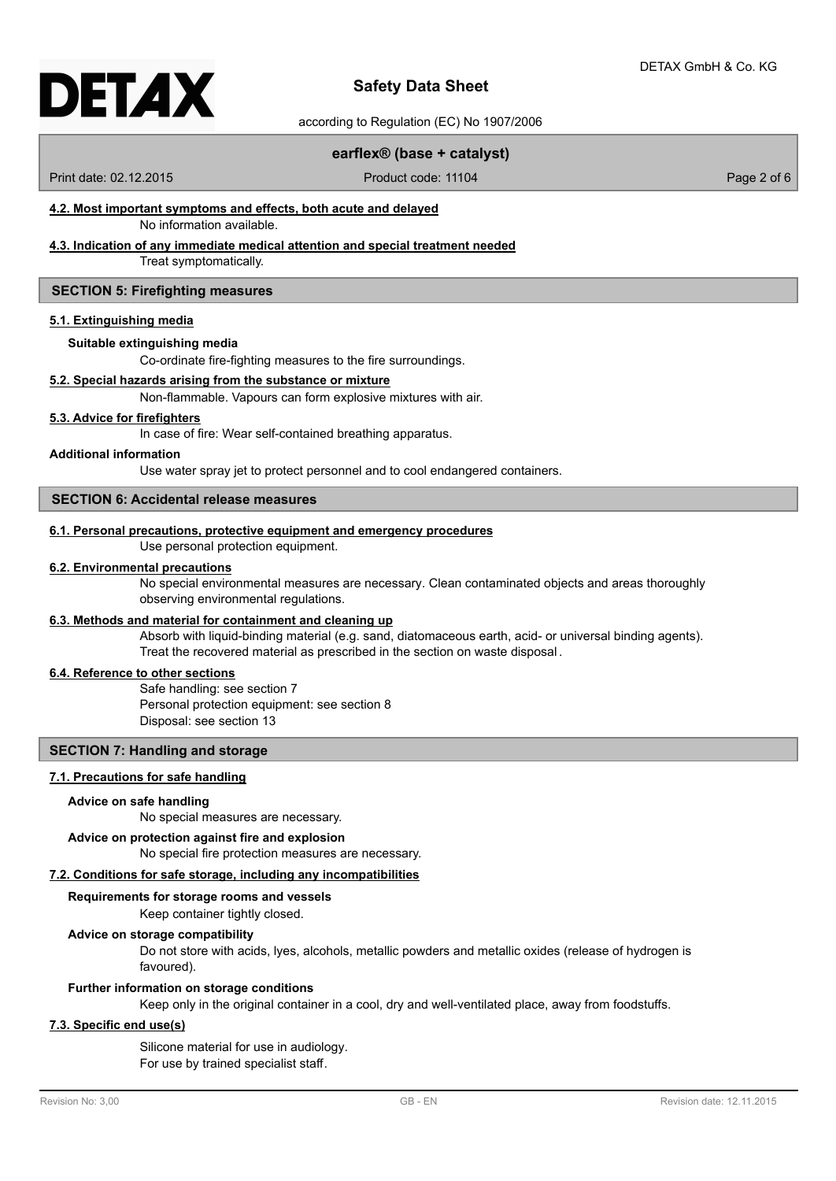### 4.2. Most important symptoms and effects, both acute and delayed

No information available.

### 4.3. Indication of any immediate medical attention and special treatment needed

Treat symptomatically.

## SECTION 5: Firefighting measures

### 5.1. Extinguishing media

**Suitable extinguishing media**

Co-ordinate fire-fighting measures to the fire surroundings.

### 5.2. Special hazards arising from the substance or mixture

Non-flammable. Vapours can form explosive mixtures with air.

### 5.3. Advice for firefighters

In case of fire: Wear self-contained breathing apparatus.

**Additional information**

Use water spray jet to protect personnel and to cool endangered containers.

## SECTION 6: Accidental release measures

### 6.1. Personal precautions, protective equipment and emergency procedures

Use personal protection equipment.

### 6.2. Environmental precautions

No special environmental measures are necessary. Clean contaminated objects and areas thoroughly observing environmental regulations.

### 6.3. Methods and material for containment and cleaning up

Absorb with liquid-binding material (e.g. sand, diatomaceous earth, acid- or universal binding agents). Treat the recovered material as prescribed in the section on waste disposal.

### 6.4. Reference to other sections

Safe handling: see section 7
Personal protection equipment: see section 8
Disposal: see section 13

## SECTION 7: Handling and storage

### 7.1. Precautions for safe handling

**Advice on safe handling**

No special measures are necessary.

**Advice on protection against fire and explosion**

No special fire protection measures are necessary.

### 7.2. Conditions for safe storage, including any incompatibilities

**Requirements for storage rooms and vessels**

Keep container tightly closed.

**Advice on storage compatibility**

Do not store with acids, lyes, alcohols, metallic powders and metallic oxides (release of hydrogen is favoured).

**Further information on storage conditions**

Keep only in the original container in a cool, dry and well-ventilated place, away from foodstuffs.

### 7.3. Specific end use(s)

Silicone material for use in audiology.
For use by trained specialist staff.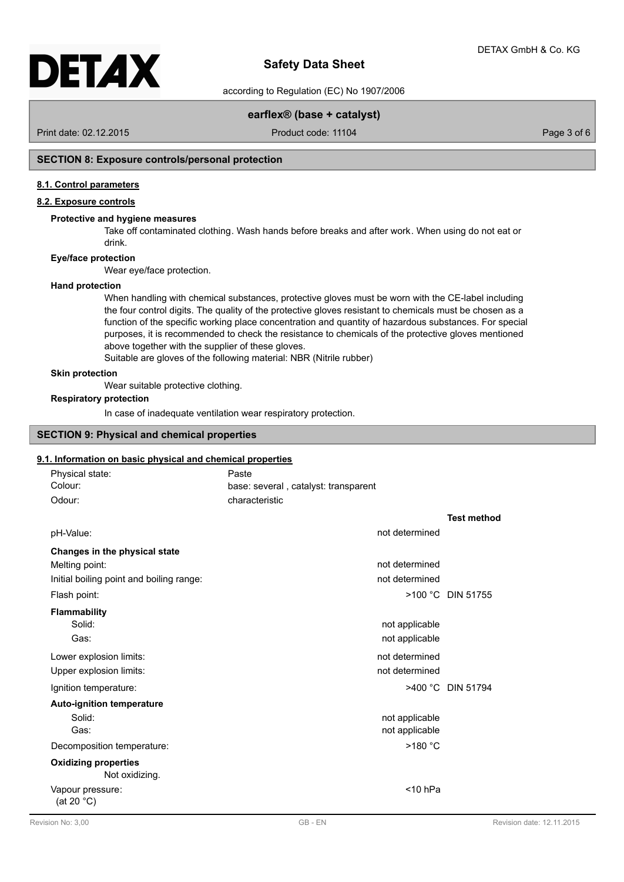## SECTION 8: Exposure controls/personal protection

### 8.1. Control parameters

### 8.2. Exposure controls

**Protective and hygiene measures**

Take off contaminated clothing. Wash hands before breaks and after work. When using do not eat or drink.

**Eye/face protection**

Wear eye/face protection.

**Hand protection**

When handling with chemical substances, protective gloves must be worn with the CE-label including the four control digits. The quality of the protective gloves resistant to chemicals must be chosen as a function of the specific working place concentration and quantity of hazardous substances. For special purposes, it is recommended to check the resistance to chemicals of the protective gloves mentioned above together with the supplier of these gloves.
Suitable are gloves of the following material: NBR (Nitrile rubber)

**Skin protection**

Wear suitable protective clothing.

**Respiratory protection**

In case of inadequate ventilation wear respiratory protection.

## SECTION 9: Physical and chemical properties

### 9.1. Information on basic physical and chemical properties

Physical state: Paste
Colour: base: several , catalyst: transparent
Odour: characteristic

| | | Test method |
|---|---|---|
| pH-Value: | not determined | |
| **Changes in the physical state** | | |
| Melting point: | not determined | |
| Initial boiling point and boiling range: | not determined | |
| Flash point: | >100 °C | DIN 51755 |
| **Flammability** | | |
| Solid: | not applicable | |
| Gas: | not applicable | |
| Lower explosion limits: | not determined | |
| Upper explosion limits: | not determined | |
| Ignition temperature: | >400 °C | DIN 51794 |
| **Auto-ignition temperature** | | |
| Solid: | not applicable | |
| Gas: | not applicable | |
| Decomposition temperature: | >180 °C | |
| **Oxidizing properties** Not oxidizing. | | |
| Vapour pressure: (at 20 °C) | <10 hPa | |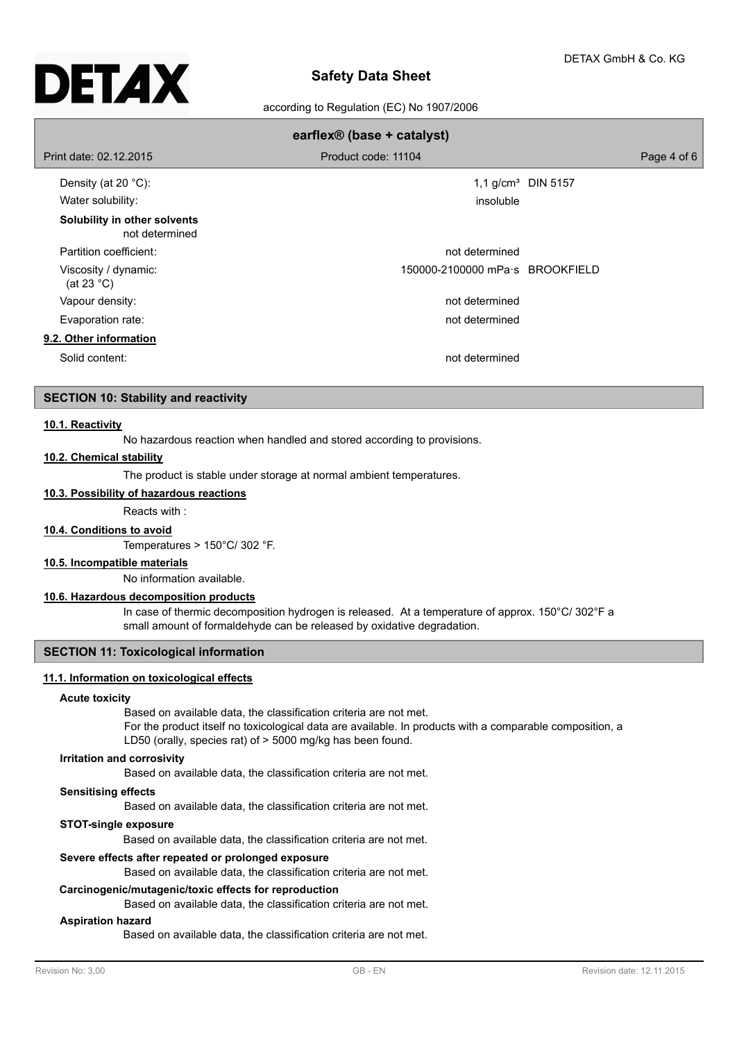| | | |
|---|---|---|
| Density (at 20 °C): | 1,1 g/cm³ | DIN 5157 |
| Water solubility: | insoluble | |

**Solubility in other solvents**

not determined

| | | |
|---|---|---|
| Partition coefficient: | not determined | |
| Viscosity / dynamic: (at 23 °C) | 150000-2100000 mPa·s | BROOKFIELD |
| Vapour density: | not determined | |
| Evaporation rate: | not determined | |

**9.2. Other information**

| | |
|---|---|
| Solid content: | not determined |

## SECTION 10: Stability and reactivity

**10.1. Reactivity**

No hazardous reaction when handled and stored according to provisions.

**10.2. Chemical stability**

The product is stable under storage at normal ambient temperatures.

**10.3. Possibility of hazardous reactions**

Reacts with :

**10.4. Conditions to avoid**

Temperatures > 150°C/ 302 °F.

**10.5. Incompatible materials**

No information available.

**10.6. Hazardous decomposition products**

In case of thermic decomposition hydrogen is released. At a temperature of approx. 150°C/ 302°F a small amount of formaldehyde can be released by oxidative degradation.

## SECTION 11: Toxicological information

**11.1. Information on toxicological effects**

**Acute toxicity**

Based on available data, the classification criteria are not met.
For the product itself no toxicological data are available. In products with a comparable composition, a LD50 (orally, species rat) of > 5000 mg/kg has been found.

**Irritation and corrosivity**

Based on available data, the classification criteria are not met.

**Sensitising effects**

Based on available data, the classification criteria are not met.

**STOT-single exposure**

Based on available data, the classification criteria are not met.

**Severe effects after repeated or prolonged exposure**

Based on available data, the classification criteria are not met.

**Carcinogenic/mutagenic/toxic effects for reproduction**

Based on available data, the classification criteria are not met.

**Aspiration hazard**

Based on available data, the classification criteria are not met.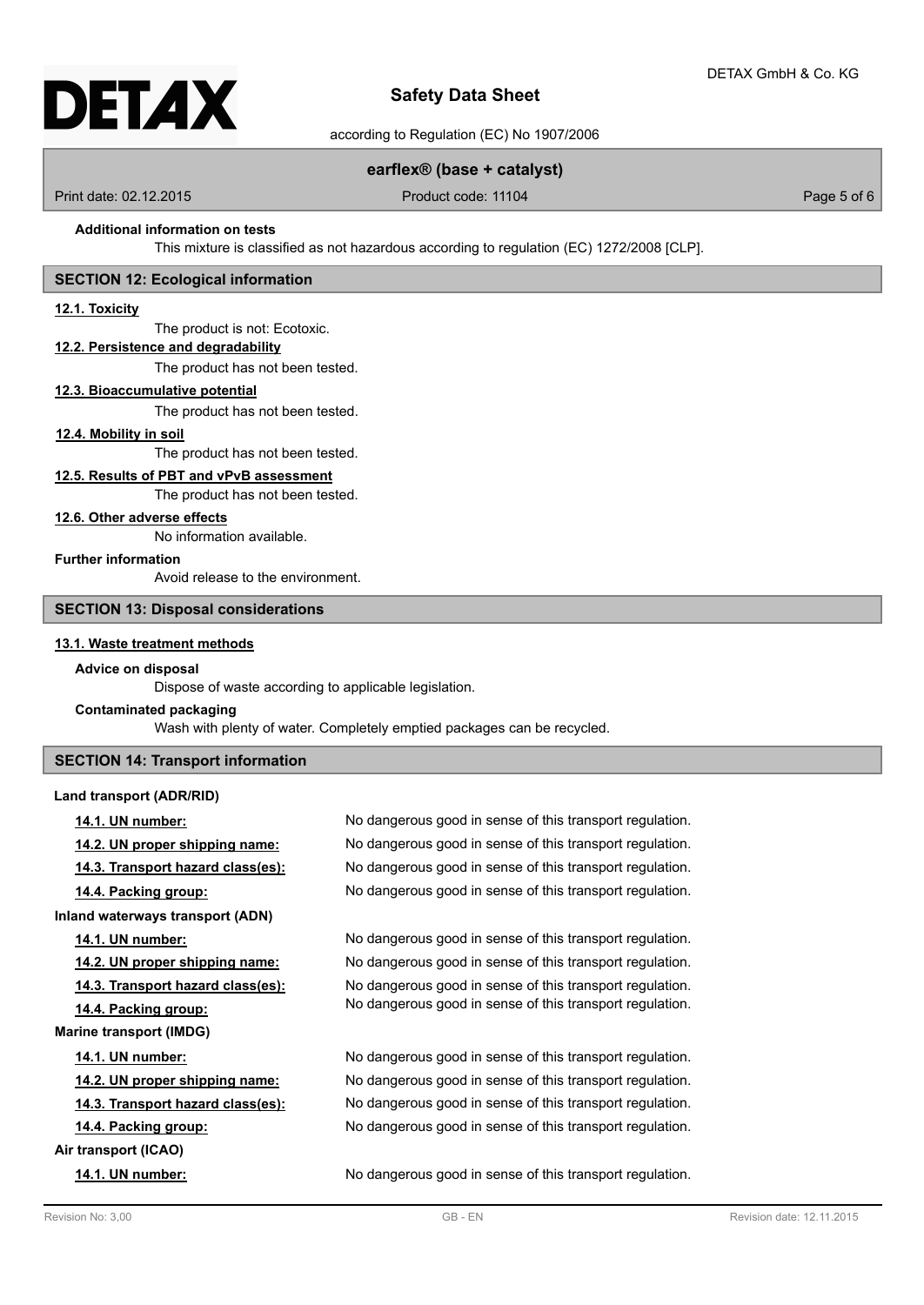#### Additional information on tests

This mixture is classified as not hazardous according to regulation (EC) 1272/2008 [CLP].

## SECTION 12: Ecological information

### 12.1. Toxicity

The product is not: Ecotoxic.

### 12.2. Persistence and degradability

The product has not been tested.

### 12.3. Bioaccumulative potential

The product has not been tested.

### 12.4. Mobility in soil

The product has not been tested.

### 12.5. Results of PBT and vPvB assessment

The product has not been tested.

### 12.6. Other adverse effects

No information available.

#### Further information

Avoid release to the environment.

## SECTION 13: Disposal considerations

### 13.1. Waste treatment methods

#### Advice on disposal

Dispose of waste according to applicable legislation.

#### Contaminated packaging

Wash with plenty of water. Completely emptied packages can be recycled.

## SECTION 14: Transport information

#### Land transport (ADR/RID)

| | |
|---|---|
| **14.1. UN number:** | No dangerous good in sense of this transport regulation. |
| **14.2. UN proper shipping name:** | No dangerous good in sense of this transport regulation. |
| **14.3. Transport hazard class(es):** | No dangerous good in sense of this transport regulation. |
| **14.4. Packing group:** | No dangerous good in sense of this transport regulation. |

#### Inland waterways transport (ADN)

| | |
|---|---|
| **14.1. UN number:** | No dangerous good in sense of this transport regulation. |
| **14.2. UN proper shipping name:** | No dangerous good in sense of this transport regulation. |
| **14.3. Transport hazard class(es):** | No dangerous good in sense of this transport regulation. |
| **14.4. Packing group:** | No dangerous good in sense of this transport regulation. |

#### Marine transport (IMDG)

| | |
|---|---|
| **14.1. UN number:** | No dangerous good in sense of this transport regulation. |
| **14.2. UN proper shipping name:** | No dangerous good in sense of this transport regulation. |
| **14.3. Transport hazard class(es):** | No dangerous good in sense of this transport regulation. |
| **14.4. Packing group:** | No dangerous good in sense of this transport regulation. |

#### Air transport (ICAO)

| | |
|---|---|
| **14.1. UN number:** | No dangerous good in sense of this transport regulation. |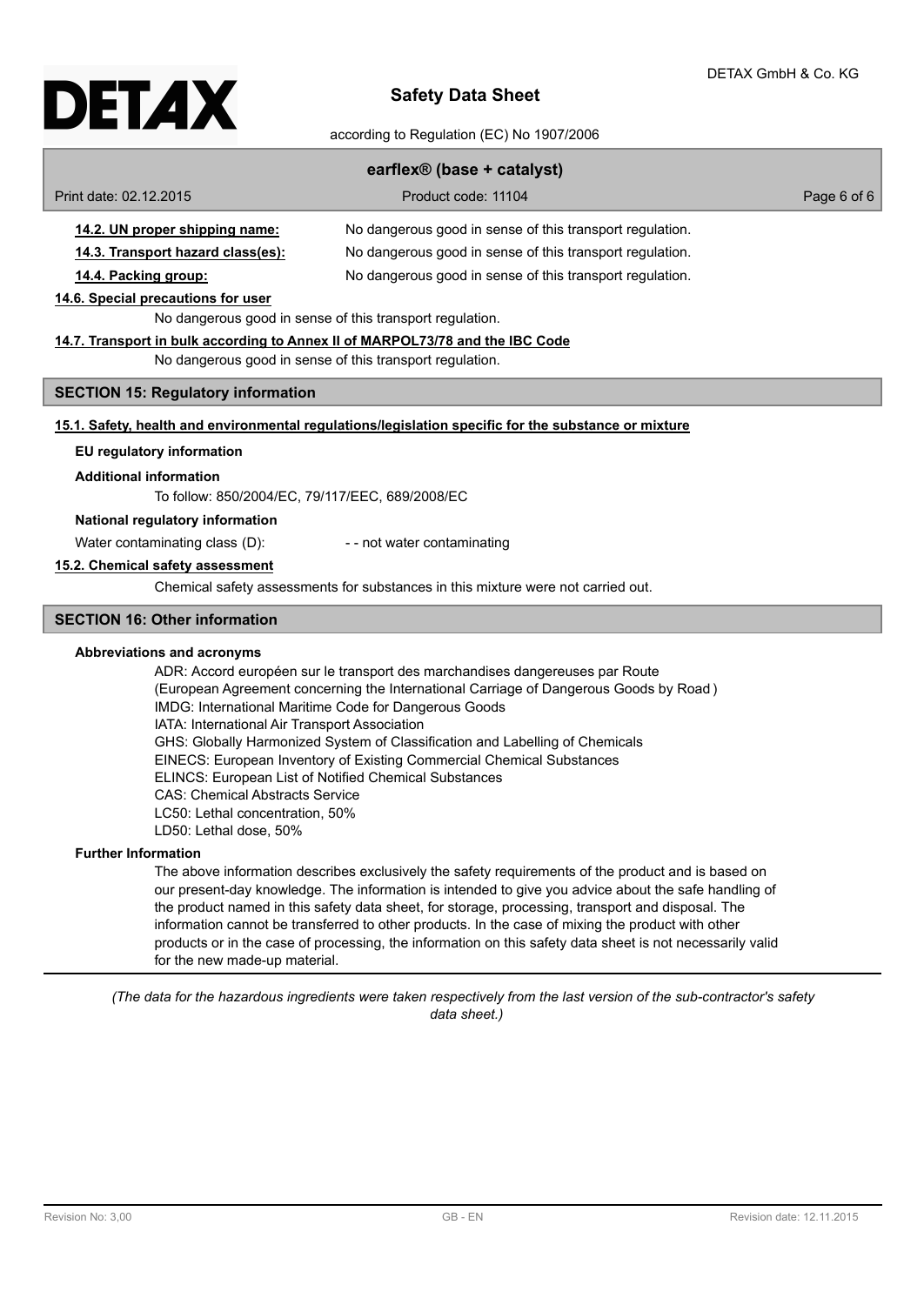**14.2. UN proper shipping name:** No dangerous good in sense of this transport regulation.

**14.3. Transport hazard class(es):** No dangerous good in sense of this transport regulation.

**14.4. Packing group:** No dangerous good in sense of this transport regulation.

**14.6. Special precautions for user**

No dangerous good in sense of this transport regulation.

**14.7. Transport in bulk according to Annex II of MARPOL73/78 and the IBC Code**

No dangerous good in sense of this transport regulation.

## SECTION 15: Regulatory information

### 15.1. Safety, health and environmental regulations/legislation specific for the substance or mixture

**EU regulatory information**

**Additional information**

To follow: 850/2004/EC, 79/117/EEC, 689/2008/EC

**National regulatory information**

Water contaminating class (D): - - not water contaminating

### 15.2. Chemical safety assessment

Chemical safety assessments for substances in this mixture were not carried out.

## SECTION 16: Other information

**Abbreviations and acronyms**

ADR: Accord européen sur le transport des marchandises dangereuses par Route
(European Agreement concerning the International Carriage of Dangerous Goods by Road )
IMDG: International Maritime Code for Dangerous Goods
IATA: International Air Transport Association
GHS: Globally Harmonized System of Classification and Labelling of Chemicals
EINECS: European Inventory of Existing Commercial Chemical Substances
ELINCS: European List of Notified Chemical Substances
CAS: Chemical Abstracts Service
LC50: Lethal concentration, 50%
LD50: Lethal dose, 50%

**Further Information**

The above information describes exclusively the safety requirements of the product and is based on our present-day knowledge. The information is intended to give you advice about the safe handling of the product named in this safety data sheet, for storage, processing, transport and disposal. The information cannot be transferred to other products. In the case of mixing the product with other products or in the case of processing, the information on this safety data sheet is not necessarily valid for the new made-up material.

*(The data for the hazardous ingredients were taken respectively from the last version of the sub-contractor's safety data sheet.)*